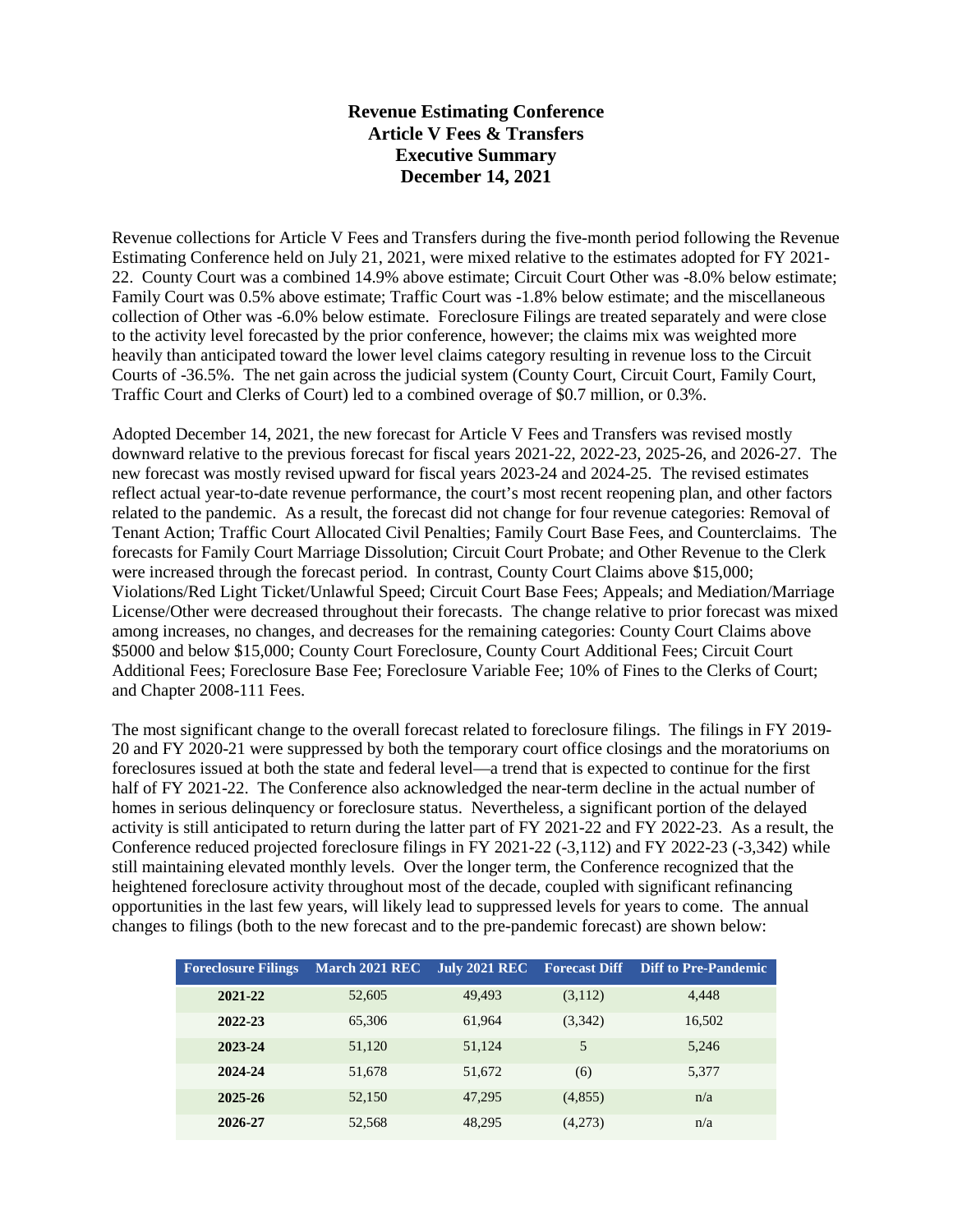# Revenue Estimating Conference
# Article V Fees & Transfers
# Executive Summary
# December 14, 2021

Revenue collections for Article V Fees and Transfers during the five-month period following the Revenue Estimating Conference held on July 21, 2021, were mixed relative to the estimates adopted for FY 2021-22. County Court was a combined 14.9% above estimate; Circuit Court Other was -8.0% below estimate; Family Court was 0.5% above estimate; Traffic Court was -1.8% below estimate; and the miscellaneous collection of Other was -6.0% below estimate. Foreclosure Filings are treated separately and were close to the activity level forecasted by the prior conference, however; the claims mix was weighted more heavily than anticipated toward the lower level claims category resulting in revenue loss to the Circuit Courts of -36.5%. The net gain across the judicial system (County Court, Circuit Court, Family Court, Traffic Court and Clerks of Court) led to a combined overage of $0.7 million, or 0.3%.

Adopted December 14, 2021, the new forecast for Article V Fees and Transfers was revised mostly downward relative to the previous forecast for fiscal years 2021-22, 2022-23, 2025-26, and 2026-27. The new forecast was mostly revised upward for fiscal years 2023-24 and 2024-25. The revised estimates reflect actual year-to-date revenue performance, the court's most recent reopening plan, and other factors related to the pandemic. As a result, the forecast did not change for four revenue categories: Removal of Tenant Action; Traffic Court Allocated Civil Penalties; Family Court Base Fees, and Counterclaims. The forecasts for Family Court Marriage Dissolution; Circuit Court Probate; and Other Revenue to the Clerk were increased through the forecast period. In contrast, County Court Claims above $15,000; Violations/Red Light Ticket/Unlawful Speed; Circuit Court Base Fees; Appeals; and Mediation/Marriage License/Other were decreased throughout their forecasts. The change relative to prior forecast was mixed among increases, no changes, and decreases for the remaining categories: County Court Claims above $5000 and below $15,000; County Court Foreclosure, County Court Additional Fees; Circuit Court Additional Fees; Foreclosure Base Fee; Foreclosure Variable Fee; 10% of Fines to the Clerks of Court; and Chapter 2008-111 Fees.

The most significant change to the overall forecast related to foreclosure filings. The filings in FY 2019-20 and FY 2020-21 were suppressed by both the temporary court office closings and the moratoriums on foreclosures issued at both the state and federal level—a trend that is expected to continue for the first half of FY 2021-22. The Conference also acknowledged the near-term decline in the actual number of homes in serious delinquency or foreclosure status. Nevertheless, a significant portion of the delayed activity is still anticipated to return during the latter part of FY 2021-22 and FY 2022-23. As a result, the Conference reduced projected foreclosure filings in FY 2021-22 (-3,112) and FY 2022-23 (-3,342) while still maintaining elevated monthly levels. Over the longer term, the Conference recognized that the heightened foreclosure activity throughout most of the decade, coupled with significant refinancing opportunities in the last few years, will likely lead to suppressed levels for years to come. The annual changes to filings (both to the new forecast and to the pre-pandemic forecast) are shown below:

| Foreclosure Filings | March 2021 REC | July 2021 REC | Forecast Diff | Diff to Pre-Pandemic |
|---|---|---|---|---|
| **2021-22** | 52,605 | 49,493 | (3,112) | 4,448 |
| **2022-23** | 65,306 | 61,964 | (3,342) | 16,502 |
| **2023-24** | 51,120 | 51,124 | 5 | 5,246 |
| **2024-24** | 51,678 | 51,672 | (6) | 5,377 |
| **2025-26** | 52,150 | 47,295 | (4,855) | n/a |
| **2026-27** | 52,568 | 48,295 | (4,273) | n/a |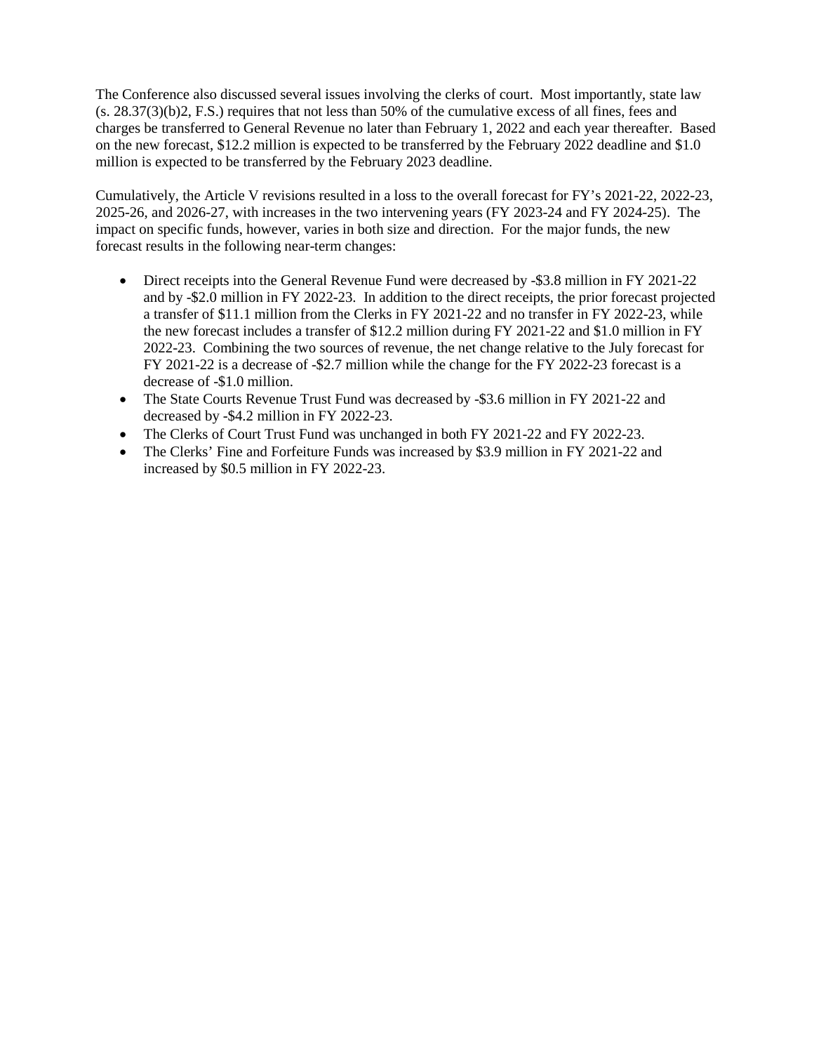The Conference also discussed several issues involving the clerks of court. Most importantly, state law (s. 28.37(3)(b)2, F.S.) requires that not less than 50% of the cumulative excess of all fines, fees and charges be transferred to General Revenue no later than February 1, 2022 and each year thereafter. Based on the new forecast, $12.2 million is expected to be transferred by the February 2022 deadline and $1.0 million is expected to be transferred by the February 2023 deadline.

Cumulatively, the Article V revisions resulted in a loss to the overall forecast for FY's 2021-22, 2022-23, 2025-26, and 2026-27, with increases in the two intervening years (FY 2023-24 and FY 2024-25). The impact on specific funds, however, varies in both size and direction. For the major funds, the new forecast results in the following near-term changes:

- Direct receipts into the General Revenue Fund were decreased by -$3.8 million in FY 2021-22 and by -$2.0 million in FY 2022-23. In addition to the direct receipts, the prior forecast projected a transfer of $11.1 million from the Clerks in FY 2021-22 and no transfer in FY 2022-23, while the new forecast includes a transfer of $12.2 million during FY 2021-22 and $1.0 million in FY 2022-23. Combining the two sources of revenue, the net change relative to the July forecast for FY 2021-22 is a decrease of -$2.7 million while the change for the FY 2022-23 forecast is a decrease of -$1.0 million.
- The State Courts Revenue Trust Fund was decreased by -$3.6 million in FY 2021-22 and decreased by -$4.2 million in FY 2022-23.
- The Clerks of Court Trust Fund was unchanged in both FY 2021-22 and FY 2022-23.
- The Clerks' Fine and Forfeiture Funds was increased by $3.9 million in FY 2021-22 and increased by $0.5 million in FY 2022-23.